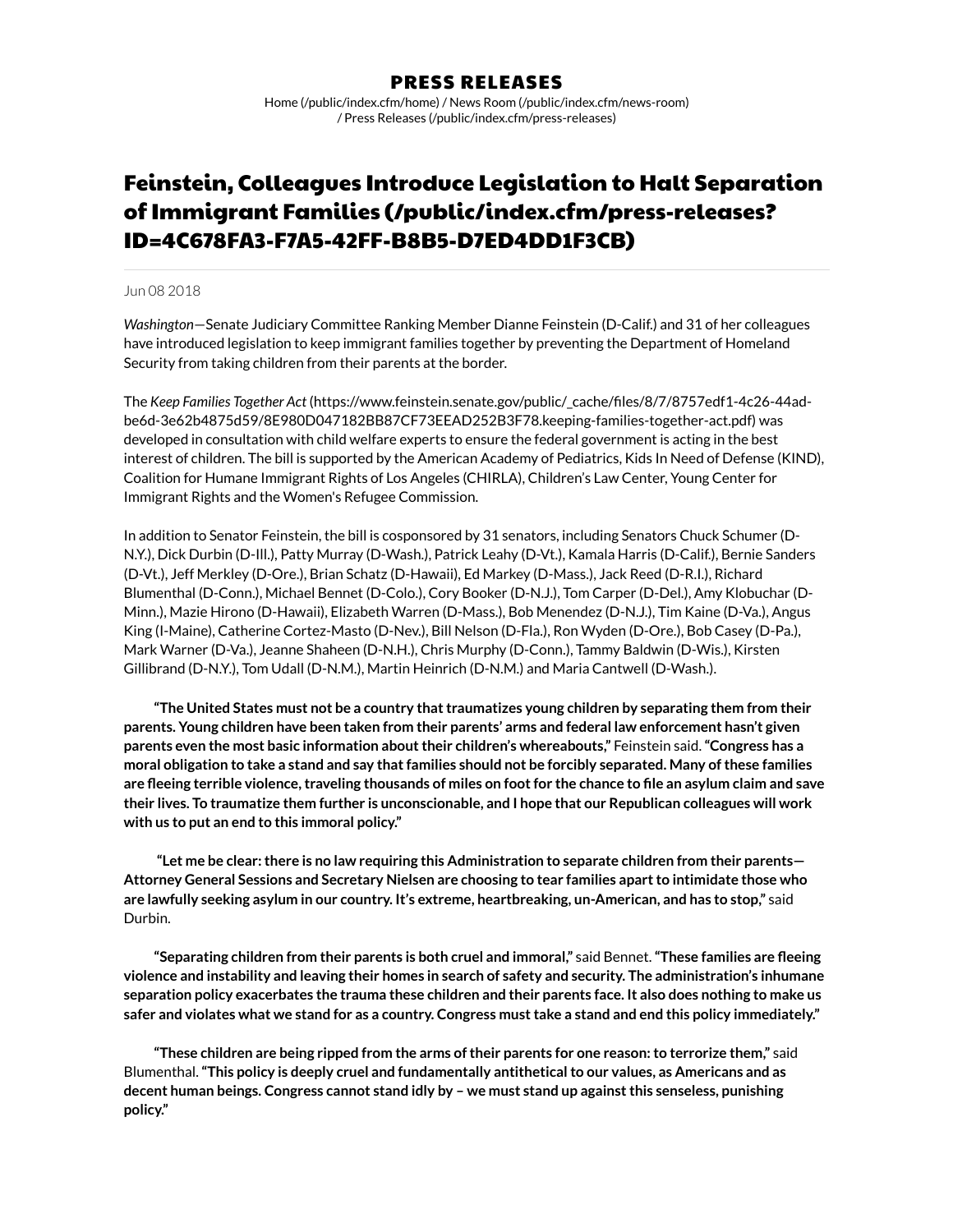# PRESS RELEASES

Home (/public/index.cfm/home) / News Room (/public/index.cfm/news-room) / Press Releases (/public/index.cfm/press-releases)

## Feinstein, Colleagues Introduce Legislation to Halt Separation of Immigrant Families (/public/index.cfm/press-releases?ID=4C678FA3-F7A5-42FF-B8B5-D7ED4DD1F3CB)

Jun 08 2018

*Washington*—Senate Judiciary Committee Ranking Member Dianne Feinstein (D-Calif.) and 31 of her colleagues have introduced legislation to keep immigrant families together by preventing the Department of Homeland Security from taking children from their parents at the border.

The *Keep Families Together Act* (https://www.feinstein.senate.gov/public/_cache/files/8/7/8757edf1-4c26-44ad-be6d-3e62b4875d59/8E980D047182BB87CF73EEAD252B3F78.keeping-families-together-act.pdf) was developed in consultation with child welfare experts to ensure the federal government is acting in the best interest of children. The bill is supported by the American Academy of Pediatrics, Kids In Need of Defense (KIND), Coalition for Humane Immigrant Rights of Los Angeles (CHIRLA), Children's Law Center, Young Center for Immigrant Rights and the Women's Refugee Commission.

In addition to Senator Feinstein, the bill is cosponsored by 31 senators, including Senators Chuck Schumer (D-N.Y.), Dick Durbin (D-Ill.), Patty Murray (D-Wash.), Patrick Leahy (D-Vt.), Kamala Harris (D-Calif.), Bernie Sanders (D-Vt.), Jeff Merkley (D-Ore.), Brian Schatz (D-Hawaii), Ed Markey (D-Mass.), Jack Reed (D-R.I.), Richard Blumenthal (D-Conn.), Michael Bennet (D-Colo.), Cory Booker (D-N.J.), Tom Carper (D-Del.), Amy Klobuchar (D-Minn.), Mazie Hirono (D-Hawaii), Elizabeth Warren (D-Mass.), Bob Menendez (D-N.J.), Tim Kaine (D-Va.), Angus King (I-Maine), Catherine Cortez-Masto (D-Nev.), Bill Nelson (D-Fla.), Ron Wyden (D-Ore.), Bob Casey (D-Pa.), Mark Warner (D-Va.), Jeanne Shaheen (D-N.H.), Chris Murphy (D-Conn.), Tammy Baldwin (D-Wis.), Kirsten Gillibrand (D-N.Y.), Tom Udall (D-N.M.), Martin Heinrich (D-N.M.) and Maria Cantwell (D-Wash.).

**"The United States must not be a country that traumatizes young children by separating them from their parents. Young children have been taken from their parents' arms and federal law enforcement hasn't given parents even the most basic information about their children's whereabouts,"** Feinstein said. **"Congress has a moral obligation to take a stand and say that families should not be forcibly separated. Many of these families are fleeing terrible violence, traveling thousands of miles on foot for the chance to file an asylum claim and save their lives. To traumatize them further is unconscionable, and I hope that our Republican colleagues will work with us to put an end to this immoral policy."**

**"Let me be clear: there is no law requiring this Administration to separate children from their parents—Attorney General Sessions and Secretary Nielsen are choosing to tear families apart to intimidate those who are lawfully seeking asylum in our country. It's extreme, heartbreaking, un-American, and has to stop,"** said Durbin.

**"Separating children from their parents is both cruel and immoral,"** said Bennet. **"These families are fleeing violence and instability and leaving their homes in search of safety and security. The administration's inhumane separation policy exacerbates the trauma these children and their parents face. It also does nothing to make us safer and violates what we stand for as a country. Congress must take a stand and end this policy immediately."**

**"These children are being ripped from the arms of their parents for one reason: to terrorize them,"** said Blumenthal. **"This policy is deeply cruel and fundamentally antithetical to our values, as Americans and as decent human beings. Congress cannot stand idly by – we must stand up against this senseless, punishing policy."**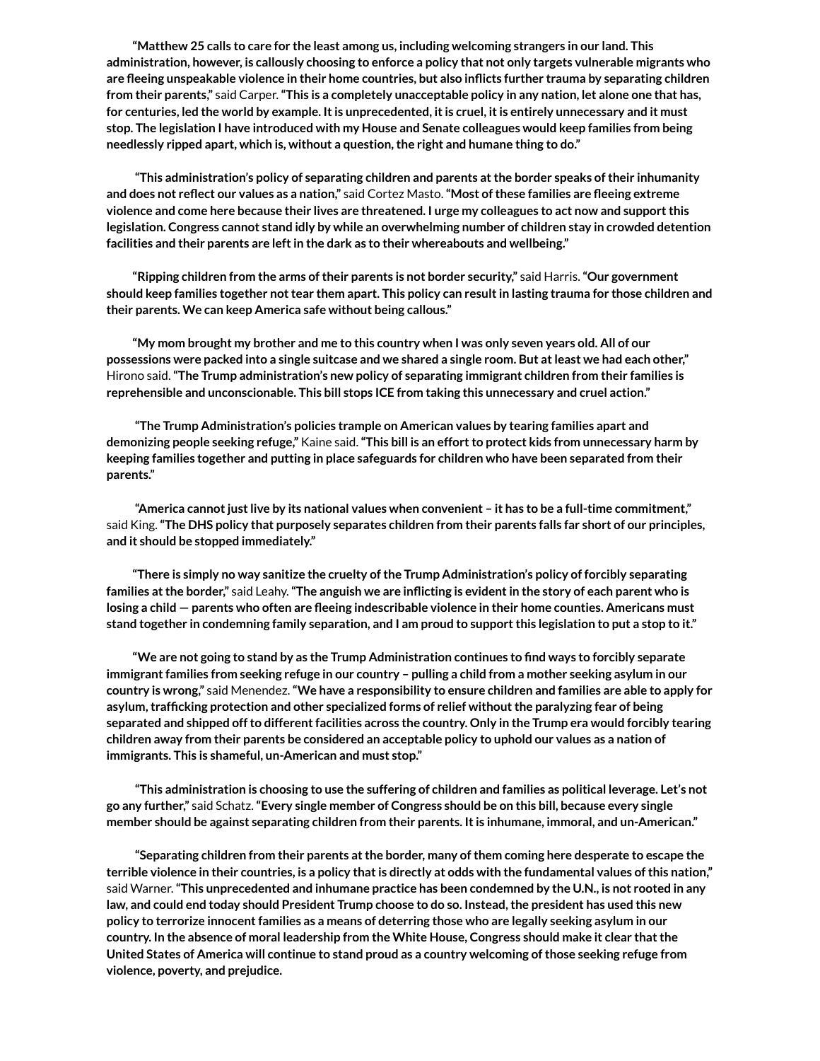**"Matthew 25 calls to care for the least among us, including welcoming strangers in our land. This administration, however, is callously choosing to enforce a policy that not only targets vulnerable migrants who are fleeing unspeakable violence in their home countries, but also inflicts further trauma by separating children from their parents,"** said Carper. **"This is a completely unacceptable policy in any nation, let alone one that has, for centuries, led the world by example. It is unprecedented, it is cruel, it is entirely unnecessary and it must stop. The legislation I have introduced with my House and Senate colleagues would keep families from being needlessly ripped apart, which is, without a question, the right and humane thing to do."**

**"This administration's policy of separating children and parents at the border speaks of their inhumanity and does not reflect our values as a nation,"** said Cortez Masto. **"Most of these families are fleeing extreme violence and come here because their lives are threatened. I urge my colleagues to act now and support this legislation. Congress cannot stand idly by while an overwhelming number of children stay in crowded detention facilities and their parents are left in the dark as to their whereabouts and wellbeing."**

**"Ripping children from the arms of their parents is not border security,"** said Harris. **"Our government should keep families together not tear them apart. This policy can result in lasting trauma for those children and their parents. We can keep America safe without being callous."**

**"My mom brought my brother and me to this country when I was only seven years old. All of our possessions were packed into a single suitcase and we shared a single room. But at least we had each other,"** Hirono said. **"The Trump administration's new policy of separating immigrant children from their families is reprehensible and unconscionable. This bill stops ICE from taking this unnecessary and cruel action."**

**"The Trump Administration's policies trample on American values by tearing families apart and demonizing people seeking refuge,"** Kaine said. **"This bill is an effort to protect kids from unnecessary harm by keeping families together and putting in place safeguards for children who have been separated from their parents."**

**"America cannot just live by its national values when convenient – it has to be a full-time commitment,"** said King. **"The DHS policy that purposely separates children from their parents falls far short of our principles, and it should be stopped immediately."**

**"There is simply no way sanitize the cruelty of the Trump Administration's policy of forcibly separating families at the border,"** said Leahy. **"The anguish we are inflicting is evident in the story of each parent who is losing a child — parents who often are fleeing indescribable violence in their home counties. Americans must stand together in condemning family separation, and I am proud to support this legislation to put a stop to it."**

**"We are not going to stand by as the Trump Administration continues to find ways to forcibly separate immigrant families from seeking refuge in our country – pulling a child from a mother seeking asylum in our country is wrong,"** said Menendez. **"We have a responsibility to ensure children and families are able to apply for asylum, trafficking protection and other specialized forms of relief without the paralyzing fear of being separated and shipped off to different facilities across the country. Only in the Trump era would forcibly tearing children away from their parents be considered an acceptable policy to uphold our values as a nation of immigrants. This is shameful, un-American and must stop."**

**"This administration is choosing to use the suffering of children and families as political leverage. Let's not go any further,"** said Schatz. **"Every single member of Congress should be on this bill, because every single member should be against separating children from their parents. It is inhumane, immoral, and un-American."**

**"Separating children from their parents at the border, many of them coming here desperate to escape the terrible violence in their countries, is a policy that is directly at odds with the fundamental values of this nation,"** said Warner. **"This unprecedented and inhumane practice has been condemned by the U.N., is not rooted in any law, and could end today should President Trump choose to do so. Instead, the president has used this new policy to terrorize innocent families as a means of deterring those who are legally seeking asylum in our country. In the absence of moral leadership from the White House, Congress should make it clear that the United States of America will continue to stand proud as a country welcoming of those seeking refuge from violence, poverty, and prejudice.**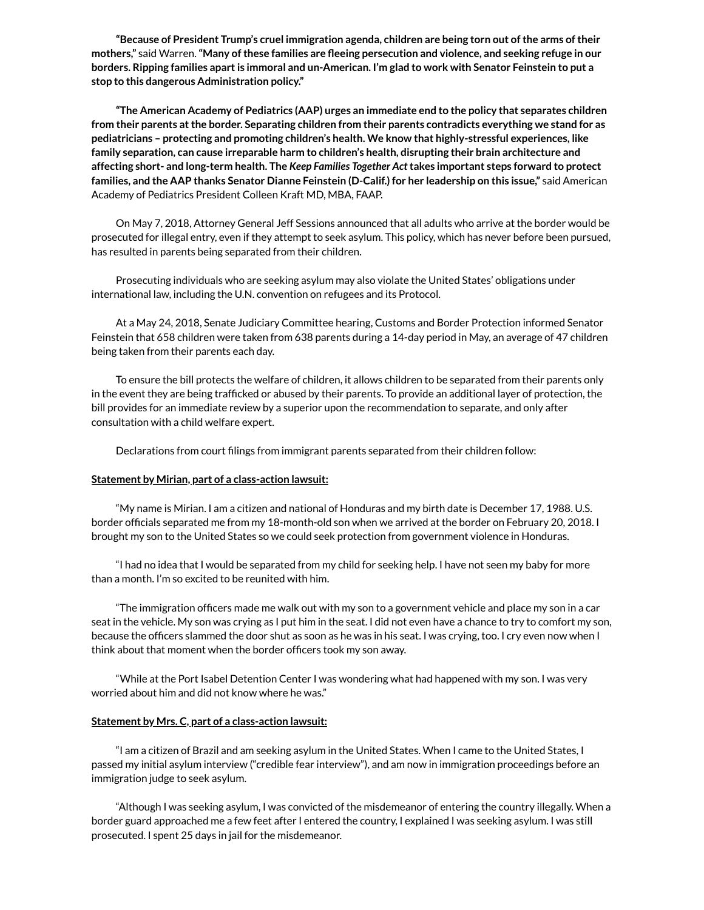**"Because of President Trump's cruel immigration agenda, children are being torn out of the arms of their mothers,"** said Warren. **"Many of these families are fleeing persecution and violence, and seeking refuge in our borders. Ripping families apart is immoral and un-American. I'm glad to work with Senator Feinstein to put a stop to this dangerous Administration policy."**

**"The American Academy of Pediatrics (AAP) urges an immediate end to the policy that separates children from their parents at the border. Separating children from their parents contradicts everything we stand for as pediatricians – protecting and promoting children's health. We know that highly-stressful experiences, like family separation, can cause irreparable harm to children's health, disrupting their brain architecture and affecting short- and long-term health. The *Keep Families Together Act* takes important steps forward to protect families, and the AAP thanks Senator Dianne Feinstein (D-Calif.) for her leadership on this issue,"** said American Academy of Pediatrics President Colleen Kraft MD, MBA, FAAP.

On May 7, 2018, Attorney General Jeff Sessions announced that all adults who arrive at the border would be prosecuted for illegal entry, even if they attempt to seek asylum. This policy, which has never before been pursued, has resulted in parents being separated from their children.

Prosecuting individuals who are seeking asylum may also violate the United States' obligations under international law, including the U.N. convention on refugees and its Protocol.

At a May 24, 2018, Senate Judiciary Committee hearing, Customs and Border Protection informed Senator Feinstein that 658 children were taken from 638 parents during a 14-day period in May, an average of 47 children being taken from their parents each day.

To ensure the bill protects the welfare of children, it allows children to be separated from their parents only in the event they are being trafficked or abused by their parents. To provide an additional layer of protection, the bill provides for an immediate review by a superior upon the recommendation to separate, and only after consultation with a child welfare expert.

Declarations from court filings from immigrant parents separated from their children follow:

**Statement by Mirian, part of a class-action lawsuit:**

"My name is Mirian. I am a citizen and national of Honduras and my birth date is December 17, 1988. U.S. border officials separated me from my 18-month-old son when we arrived at the border on February 20, 2018. I brought my son to the United States so we could seek protection from government violence in Honduras.

"I had no idea that I would be separated from my child for seeking help. I have not seen my baby for more than a month. I'm so excited to be reunited with him.

"The immigration officers made me walk out with my son to a government vehicle and place my son in a car seat in the vehicle. My son was crying as I put him in the seat. I did not even have a chance to try to comfort my son, because the officers slammed the door shut as soon as he was in his seat. I was crying, too. I cry even now when I think about that moment when the border officers took my son away.

"While at the Port Isabel Detention Center I was wondering what had happened with my son. I was very worried about him and did not know where he was."

**Statement by Mrs. C, part of a class-action lawsuit:**

"I am a citizen of Brazil and am seeking asylum in the United States. When I came to the United States, I passed my initial asylum interview ("credible fear interview"), and am now in immigration proceedings before an immigration judge to seek asylum.

"Although I was seeking asylum, I was convicted of the misdemeanor of entering the country illegally. When a border guard approached me a few feet after I entered the country, I explained I was seeking asylum. I was still prosecuted. I spent 25 days in jail for the misdemeanor.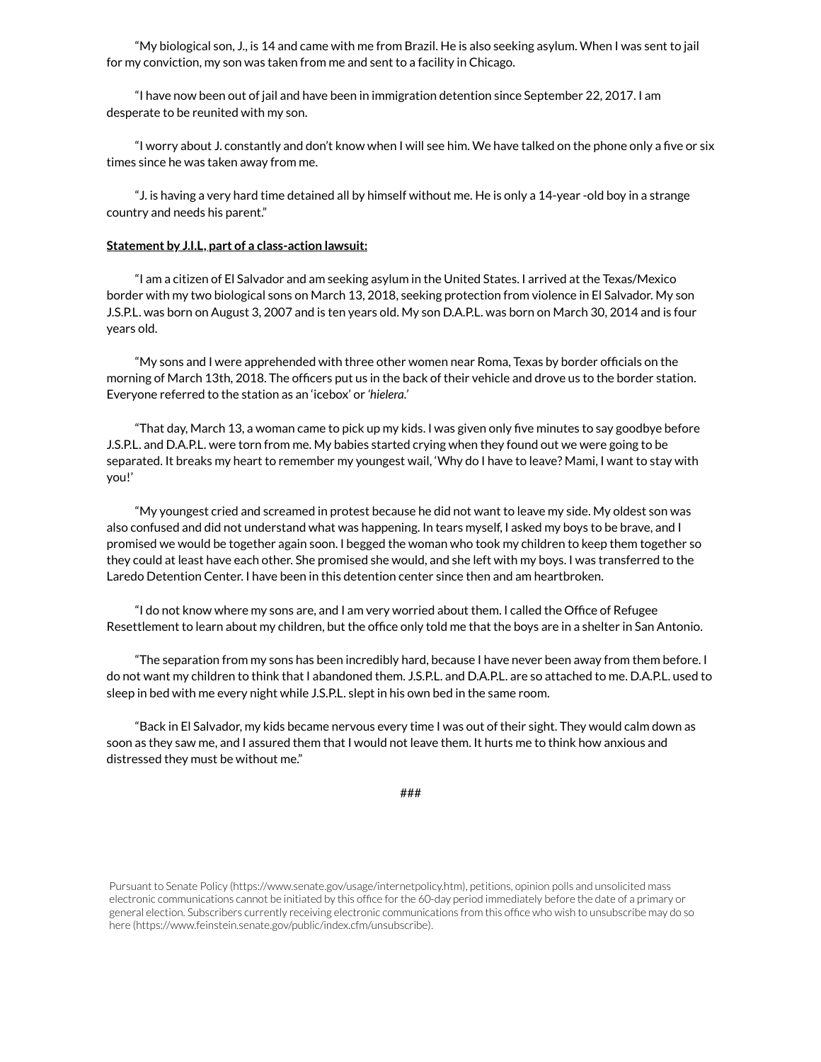"My biological son, J., is 14 and came with me from Brazil. He is also seeking asylum. When I was sent to jail for my conviction, my son was taken from me and sent to a facility in Chicago.

"I have now been out of jail and have been in immigration detention since September 22, 2017. I am desperate to be reunited with my son.

"I worry about J. constantly and don't know when I will see him. We have talked on the phone only a five or six times since he was taken away from me.

"J. is having a very hard time detained all by himself without me. He is only a 14-year -old boy in a strange country and needs his parent."

**Statement by J.I.L, part of a class-action lawsuit:**

"I am a citizen of El Salvador and am seeking asylum in the United States. I arrived at the Texas/Mexico border with my two biological sons on March 13, 2018, seeking protection from violence in El Salvador. My son J.S.P.L. was born on August 3, 2007 and is ten years old. My son D.A.P.L. was born on March 30, 2014 and is four years old.

"My sons and I were apprehended with three other women near Roma, Texas by border officials on the morning of March 13th, 2018. The officers put us in the back of their vehicle and drove us to the border station. Everyone referred to the station as an 'icebox' or *'hielera.'*

"That day, March 13, a woman came to pick up my kids. I was given only five minutes to say goodbye before J.S.P.L. and D.A.P.L. were torn from me. My babies started crying when they found out we were going to be separated. It breaks my heart to remember my youngest wail, 'Why do I have to leave? Mami, I want to stay with you!'

"My youngest cried and screamed in protest because he did not want to leave my side. My oldest son was also confused and did not understand what was happening. In tears myself, I asked my boys to be brave, and I promised we would be together again soon. I begged the woman who took my children to keep them together so they could at least have each other. She promised she would, and she left with my boys. I was transferred to the Laredo Detention Center. I have been in this detention center since then and am heartbroken.

"I do not know where my sons are, and I am very worried about them. I called the Office of Refugee Resettlement to learn about my children, but the office only told me that the boys are in a shelter in San Antonio.

"The separation from my sons has been incredibly hard, because I have never been away from them before. I do not want my children to think that I abandoned them. J.S.P.L. and D.A.P.L. are so attached to me. D.A.P.L. used to sleep in bed with me every night while J.S.P.L. slept in his own bed in the same room.

"Back in El Salvador, my kids became nervous every time I was out of their sight. They would calm down as soon as they saw me, and I assured them that I would not leave them. It hurts me to think how anxious and distressed they must be without me."

###

Pursuant to Senate Policy (https://www.senate.gov/usage/internetpolicy.htm), petitions, opinion polls and unsolicited mass electronic communications cannot be initiated by this office for the 60-day period immediately before the date of a primary or general election. Subscribers currently receiving electronic communications from this office who wish to unsubscribe may do so here (https://www.feinstein.senate.gov/public/index.cfm/unsubscribe).